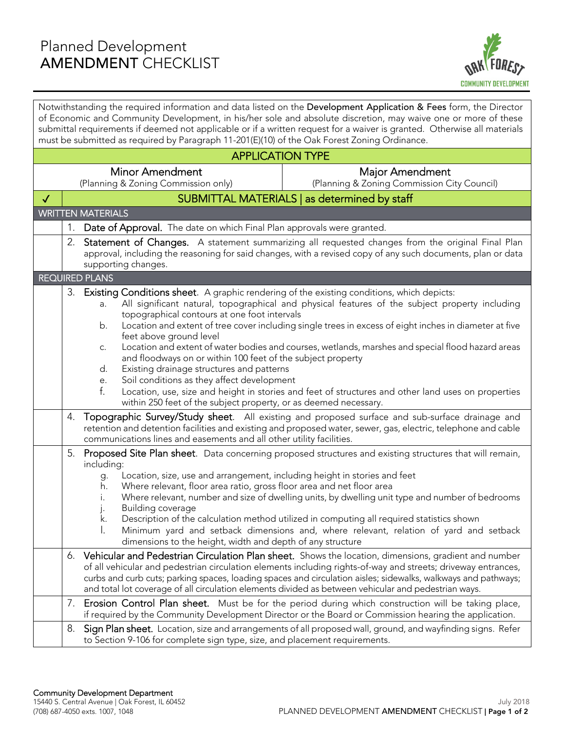# Planned Development AMENDMENT CHECKLIST

Notwithstanding the required information and data listed on the **Development Application & Fees** form, the Director of Economic and Community Development, in his/her sole and absolute discretion, may waive one or more of these submittal requirements if deemed not applicable or if a written request for a waiver is granted. Otherwise all materials must be submitted as required by Paragraph 11-201(E)(10) of the Oak Forest Zoning Ordinance.

## APPLICATION TYPE

| Minor Amendment | Major Amendment |
|---|---|
| (Planning & Zoning Commission only) | (Planning & Zoning Commission City Council) |

## ✓ SUBMITTAL MATERIALS | as determined by staff

### WRITTEN MATERIALS

| ✓ | Item |
|---|---|
| | 1. **Date of Approval.** The date on which Final Plan approvals were granted. |
| | 2. **Statement of Changes.** A statement summarizing all requested changes from the original Final Plan approval, including the reasoning for said changes, with a revised copy of any such documents, plan or data supporting changes. |

### REQUIRED PLANS

| ✓ | Item |
|---|---|
| | 3. **Existing Conditions sheet.** A graphic rendering of the existing conditions, which depicts:<br>a. All significant natural, topographical and physical features of the subject property including topographical contours at one foot intervals<br>b. Location and extent of tree cover including single trees in excess of eight inches in diameter at five feet above ground level<br>c. Location and extent of water bodies and courses, wetlands, marshes and special flood hazard areas and floodways on or within 100 feet of the subject property<br>d. Existing drainage structures and patterns<br>e. Soil conditions as they affect development<br>f. Location, use, size and height in stories and feet of structures and other land uses on properties within 250 feet of the subject property, or as deemed necessary. |
| | 4. **Topographic Survey/Study sheet.** All existing and proposed surface and sub-surface drainage and retention and detention facilities and existing and proposed water, sewer, gas, electric, telephone and cable communications lines and easements and all other utility facilities. |
| | 5. **Proposed Site Plan sheet.** Data concerning proposed structures and existing structures that will remain, including:<br>g. Location, size, use and arrangement, including height in stories and feet<br>h. Where relevant, floor area ratio, gross floor area and net floor area<br>i. Where relevant, number and size of dwelling units, by dwelling unit type and number of bedrooms<br>j. Building coverage<br>k. Description of the calculation method utilized in computing all required statistics shown<br>l. Minimum yard and setback dimensions and, where relevant, relation of yard and setback dimensions to the height, width and depth of any structure |
| | 6. **Vehicular and Pedestrian Circulation Plan sheet.** Shows the location, dimensions, gradient and number of all vehicular and pedestrian circulation elements including rights-of-way and streets; driveway entrances, curbs and curb cuts; parking spaces, loading spaces and circulation aisles; sidewalks, walkways and pathways; and total lot coverage of all circulation elements divided as between vehicular and pedestrian ways. |
| | 7. **Erosion Control Plan sheet.** Must be for the period during which construction will be taking place, if required by the Community Development Director or the Board or Commission hearing the application. |
| | 8. **Sign Plan sheet.** Location, size and arrangements of all proposed wall, ground, and wayfinding signs. Refer to Section 9-106 for complete sign type, size, and placement requirements. |

**Community Development Department**
15440 S. Central Avenue | Oak Forest, IL 60452
(708) 687-4050 exts. 1007, 1048

July 2018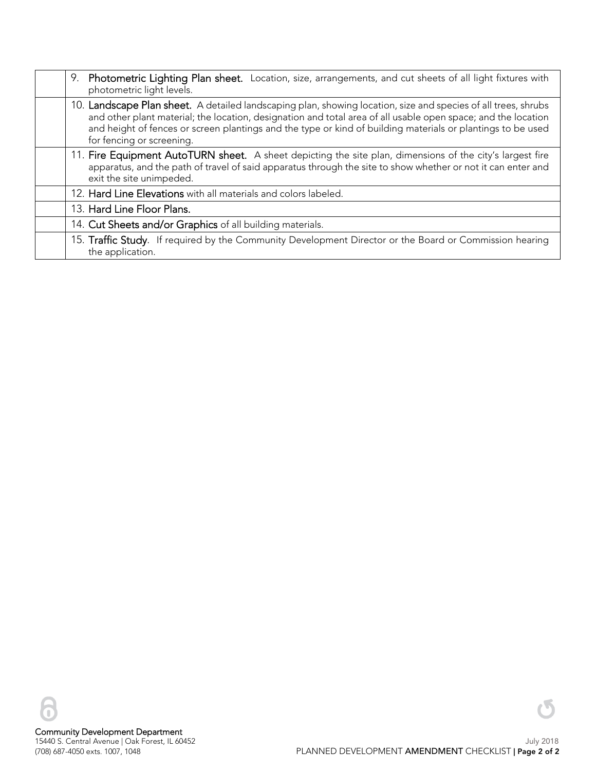| | |
|---|---|
| | 9. **Photometric Lighting Plan sheet.** Location, size, arrangements, and cut sheets of all light fixtures with photometric light levels. |
| | 10. **Landscape Plan sheet.** A detailed landscaping plan, showing location, size and species of all trees, shrubs and other plant material; the location, designation and total area of all usable open space; and the location and height of fences or screen plantings and the type or kind of building materials or plantings to be used for fencing or screening. |
| | 11. **Fire Equipment AutoTURN sheet.** A sheet depicting the site plan, dimensions of the city's largest fire apparatus, and the path of travel of said apparatus through the site to show whether or not it can enter and exit the site unimpeded. |
| | 12. **Hard Line Elevations** with all materials and colors labeled. |
| | 13. **Hard Line Floor Plans.** |
| | 14. **Cut Sheets and/or Graphics** of all building materials. |
| | 15. **Traffic Study**. If required by the Community Development Director or the Board or Commission hearing the application. |

Community Development Department
15440 S. Central Avenue | Oak Forest, IL 60452
(708) 687-4050 exts. 1007, 1048

July 2018
PLANNED DEVELOPMENT **AMENDMENT** CHECKLIST